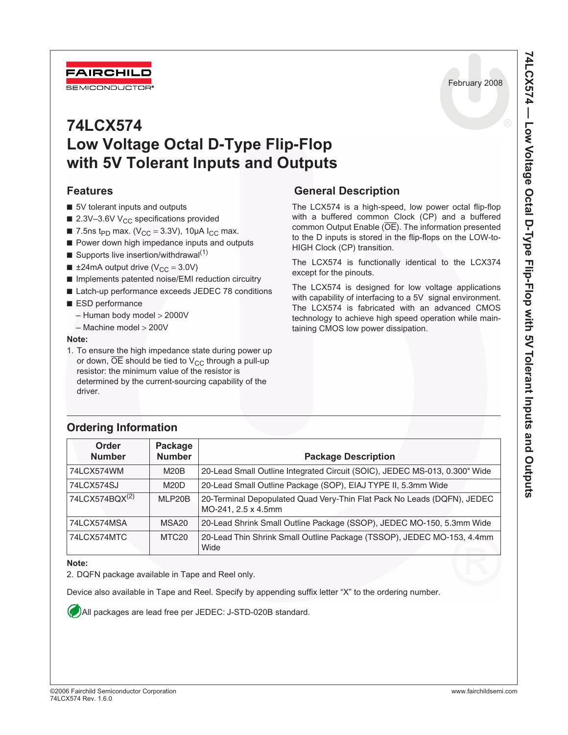FAIRCHILD SEMICONDUCTOR

February 2008

# 74LCX574
# Low Voltage Octal D-Type Flip-Flop with 5V Tolerant Inputs and Outputs

## Features

- 5V tolerant inputs and outputs
- 2.3V–3.6V $V_{CC}$ specifications provided
- 7.5ns $t_{PD}$ max. ($V_{CC}$ = 3.3V), 10µA $I_{CC}$ max.
- Power down high impedance inputs and outputs
- Supports live insertion/withdrawal[1]
- ±24mA output drive ($V_{CC}$ = 3.0V)
- Implements patented noise/EMI reduction circuitry
- Latch-up performance exceeds JEDEC 78 conditions
- ESD performance
  - Human body model > 2000V
  - Machine model > 200V

**Note:**

1. To ensure the high impedance state during power up or down, $\overline{OE}$ should be tied to $V_{CC}$ through a pull-up resistor: the minimum value of the resistor is determined by the current-sourcing capability of the driver.

## General Description

The LCX574 is a high-speed, low power octal flip-flop with a buffered common Clock (CP) and a buffered common Output Enable ($\overline{OE}$). The information presented to the D inputs is stored in the flip-flops on the LOW-to-HIGH Clock (CP) transition.

The LCX574 is functionally identical to the LCX374 except for the pinouts.

The LCX574 is designed for low voltage applications with capability of interfacing to a 5V signal environment. The LCX574 is fabricated with an advanced CMOS technology to achieve high speed operation while maintaining CMOS low power dissipation.

## Ordering Information

| Order Number | Package Number | Package Description |
|---|---|---|
| 74LCX574WM | M20B | 20-Lead Small Outline Integrated Circuit (SOIC), JEDEC MS-013, 0.300" Wide |
| 74LCX574SJ | M20D | 20-Lead Small Outline Package (SOP), EIAJ TYPE II, 5.3mm Wide |
| 74LCX574BQX[2] | MLP20B | 20-Terminal Depopulated Quad Very-Thin Flat Pack No Leads (DQFN), JEDEC MO-241, 2.5 x 4.5mm |
| 74LCX574MSA | MSA20 | 20-Lead Shrink Small Outline Package (SSOP), JEDEC MO-150, 5.3mm Wide |
| 74LCX574MTC | MTC20 | 20-Lead Thin Shrink Small Outline Package (TSSOP), JEDEC MO-153, 4.4mm Wide |

**Note:**

2. DQFN package available in Tape and Reel only.

Device also available in Tape and Reel. Specify by appending suffix letter "X" to the ordering number.

All packages are lead free per JEDEC: J-STD-020B standard.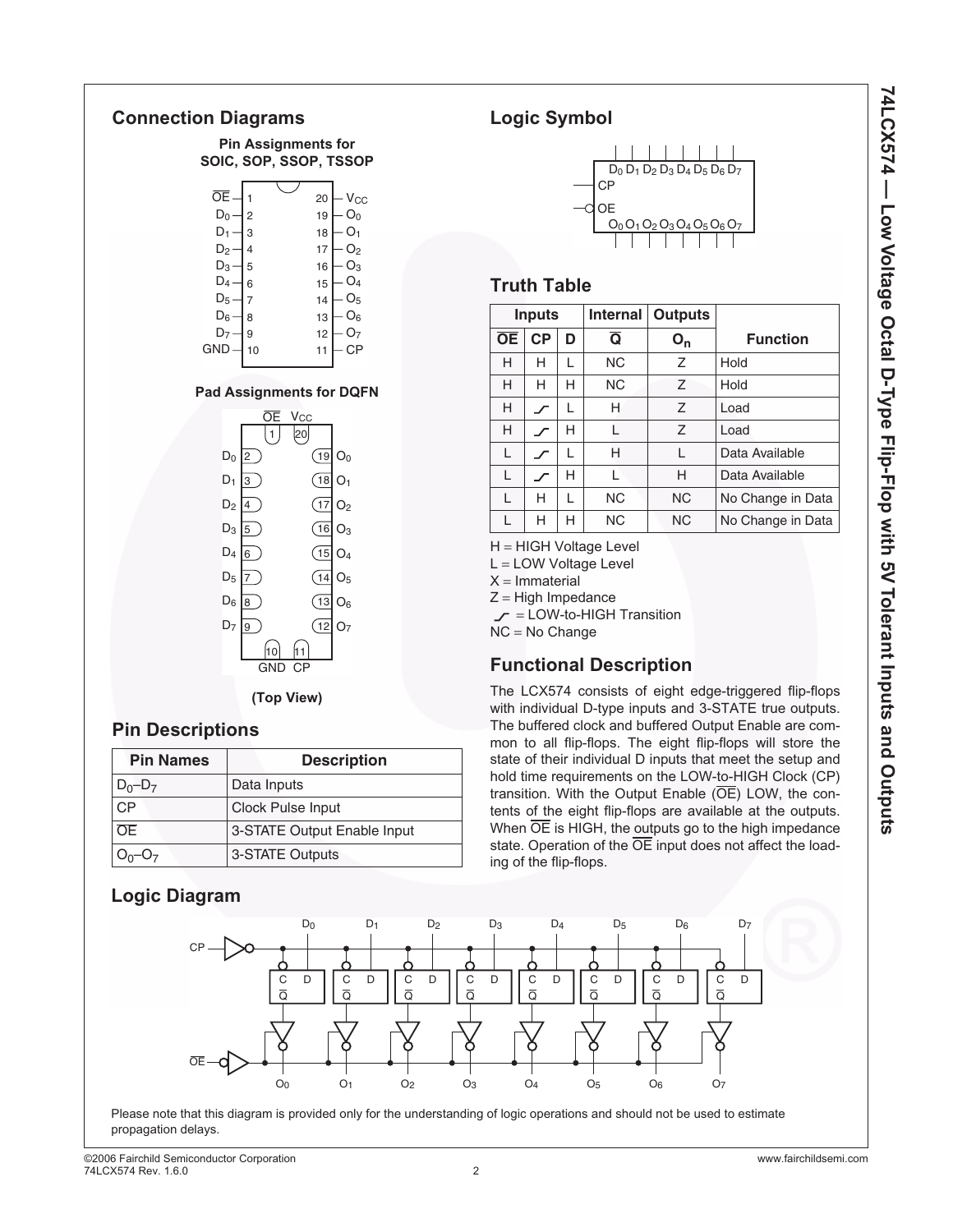## Connection Diagrams

**Pin Assignments for SOIC, SOP, SSOP, TSSOP**

| Pin | Name | Pin | Name |
|---|---|---|---|
| 1 | $\overline{OE}$ | 20 | $V_{CC}$ |
| 2 | $D_0$ | 19 | $O_0$ |
| 3 | $D_1$ | 18 | $O_1$ |
| 4 | $D_2$ | 17 | $O_2$ |
| 5 | $D_3$ | 16 | $O_3$ |
| 6 | $D_4$ | 15 | $O_4$ |
| 7 | $D_5$ | 14 | $O_5$ |
| 8 | $D_6$ | 13 | $O_6$ |
| 9 | $D_7$ | 12 | $O_7$ |
| 10 | GND | 11 | CP |

**Pad Assignments for DQFN**

| Pad | Name | Pad | Name |
|---|---|---|---|
| 1 | $\overline{OE}$ | 20 | $V_{CC}$ |
| 2 | $D_0$ | 19 | $O_0$ |
| 3 | $D_1$ | 18 | $O_1$ |
| 4 | $D_2$ | 17 | $O_2$ |
| 5 | $D_3$ | 16 | $O_3$ |
| 6 | $D_4$ | 15 | $O_4$ |
| 7 | $D_5$ | 14 | $O_5$ |
| 8 | $D_6$ | 13 | $O_6$ |
| 9 | $D_7$ | 12 | $O_7$ |
| 10 | GND | 11 | CP |

**(Top View)**

## Pin Descriptions

| Pin Names | Description |
|---|---|
| $D_0$–$D_7$ | Data Inputs |
| CP | Clock Pulse Input |
| $\overline{OE}$ | 3-STATE Output Enable Input |
| $O_0$–$O_7$ | 3-STATE Outputs |

## Logic Symbol

$D_0$ $D_1$ $D_2$ $D_3$ $D_4$ $D_5$ $D_6$ $D_7$, CP, OE, $O_0$ $O_1$ $O_2$ $O_3$ $O_4$ $O_5$ $O_6$ $O_7$

## Truth Table

| Inputs | | | Internal | Outputs | Function |
|---|---|---|---|---|---|
| $\overline{OE}$ | CP | D | $\overline{Q}$ | $O_n$ | |
| H | H | L | NC | Z | Hold |
| H | H | H | NC | Z | Hold |
| H | ↗ | L | H | Z | Load |
| H | ↗ | H | L | Z | Load |
| L | ↗ | L | H | L | Data Available |
| L | ↗ | H | L | H | Data Available |
| L | H | L | NC | NC | No Change in Data |
| L | H | H | NC | NC | No Change in Data |

H = HIGH Voltage Level
L = LOW Voltage Level
X = Immaterial
Z = High Impedance
↗ = LOW-to-HIGH Transition
NC = No Change

## Functional Description

The LCX574 consists of eight edge-triggered flip-flops with individual D-type inputs and 3-STATE true outputs. The buffered clock and buffered Output Enable are common to all flip-flops. The eight flip-flops will store the state of their individual D inputs that meet the setup and hold time requirements on the LOW-to-HIGH Clock (CP) transition. With the Output Enable ($\overline{OE}$) LOW, the contents of the eight flip-flops are available at the outputs. When $\overline{OE}$ is HIGH, the outputs go to the high impedance state. Operation of the $\overline{OE}$ input does not affect the loading of the flip-flops.

## Logic Diagram

Please note that this diagram is provided only for the understanding of logic operations and should not be used to estimate propagation delays.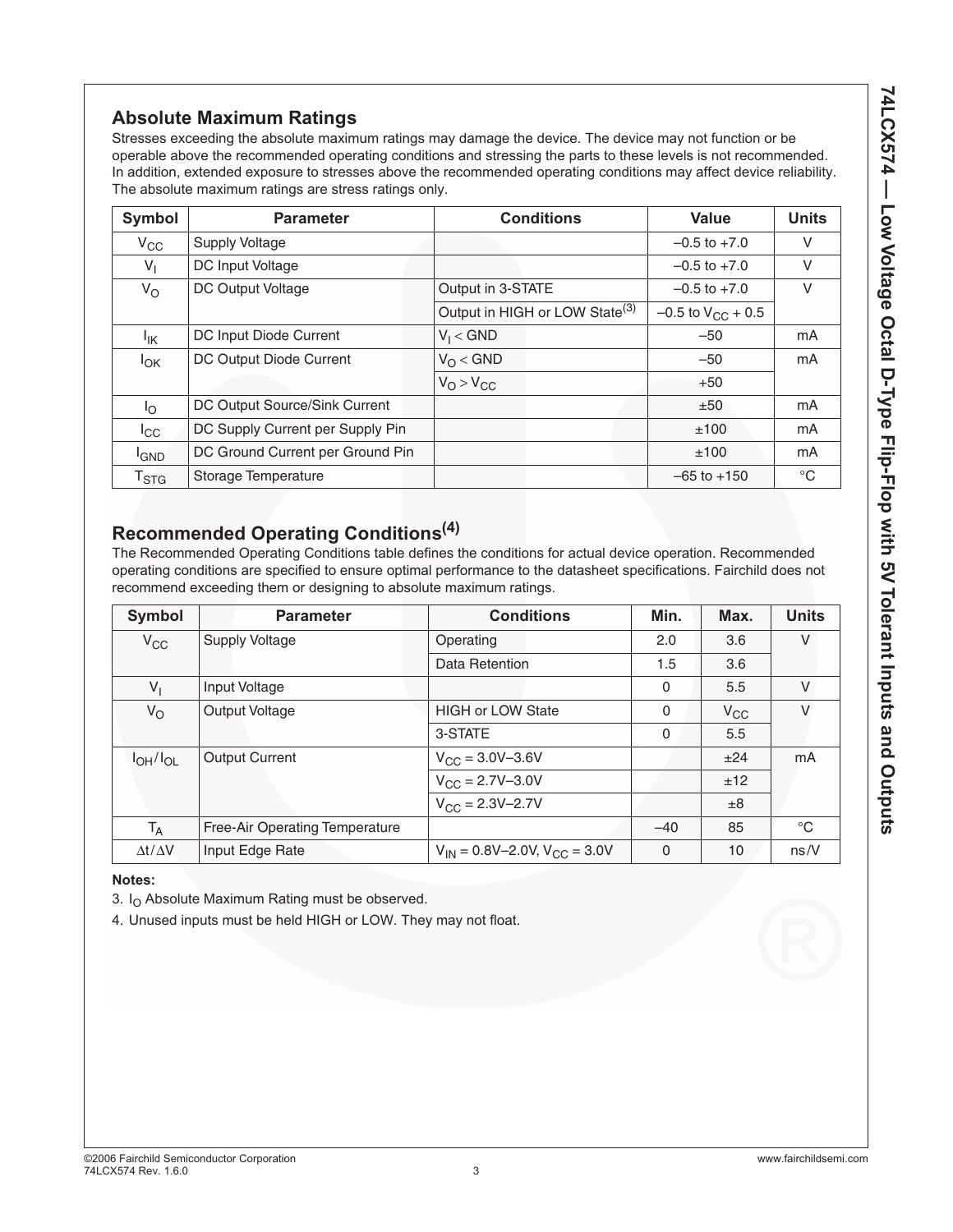## Absolute Maximum Ratings

Stresses exceeding the absolute maximum ratings may damage the device. The device may not function or be operable above the recommended operating conditions and stressing the parts to these levels is not recommended. In addition, extended exposure to stresses above the recommended operating conditions may affect device reliability. The absolute maximum ratings are stress ratings only.

| Symbol | Parameter | Conditions | Value | Units |
|---|---|---|---|---|
| $V_{CC}$ | Supply Voltage | | –0.5 to +7.0 | V |
| $V_I$ | DC Input Voltage | | –0.5 to +7.0 | V |
| $V_O$ | DC Output Voltage | Output in 3-STATE | –0.5 to +7.0 | V |
| | | Output in HIGH or LOW State[3] | –0.5 to $V_{CC}$ + 0.5 | |
| $I_{IK}$ | DC Input Diode Current | $V_I$ < GND | –50 | mA |
| $I_{OK}$ | DC Output Diode Current | $V_O$ < GND | –50 | mA |
| | | $V_O > V_{CC}$ | +50 | |
| $I_O$ | DC Output Source/Sink Current | | ±50 | mA |
| $I_{CC}$ | DC Supply Current per Supply Pin | | ±100 | mA |
| $I_{GND}$ | DC Ground Current per Ground Pin | | ±100 | mA |
| $T_{STG}$ | Storage Temperature | | –65 to +150 | °C |

## Recommended Operating Conditions[4]

The Recommended Operating Conditions table defines the conditions for actual device operation. Recommended operating conditions are specified to ensure optimal performance to the datasheet specifications. Fairchild does not recommend exceeding them or designing to absolute maximum ratings.

| Symbol | Parameter | Conditions | Min. | Max. | Units |
|---|---|---|---|---|---|
| $V_{CC}$ | Supply Voltage | Operating | 2.0 | 3.6 | V |
| | | Data Retention | 1.5 | 3.6 | |
| $V_I$ | Input Voltage | | 0 | 5.5 | V |
| $V_O$ | Output Voltage | HIGH or LOW State | 0 | $V_{CC}$ | V |
| | | 3-STATE | 0 | 5.5 | |
| $I_{OH}/I_{OL}$ | Output Current | $V_{CC}$ = 3.0V–3.6V | | ±24 | mA |
| | | $V_{CC}$ = 2.7V–3.0V | | ±12 | |
| | | $V_{CC}$ = 2.3V–2.7V | | ±8 | |
| $T_A$ | Free-Air Operating Temperature | | –40 | 85 | °C |
| $\Delta t/\Delta V$ | Input Edge Rate | $V_{IN}$ = 0.8V–2.0V, $V_{CC}$ = 3.0V | 0 | 10 | ns/V |

**Notes:**

3. $I_O$ Absolute Maximum Rating must be observed.
4. Unused inputs must be held HIGH or LOW. They may not float.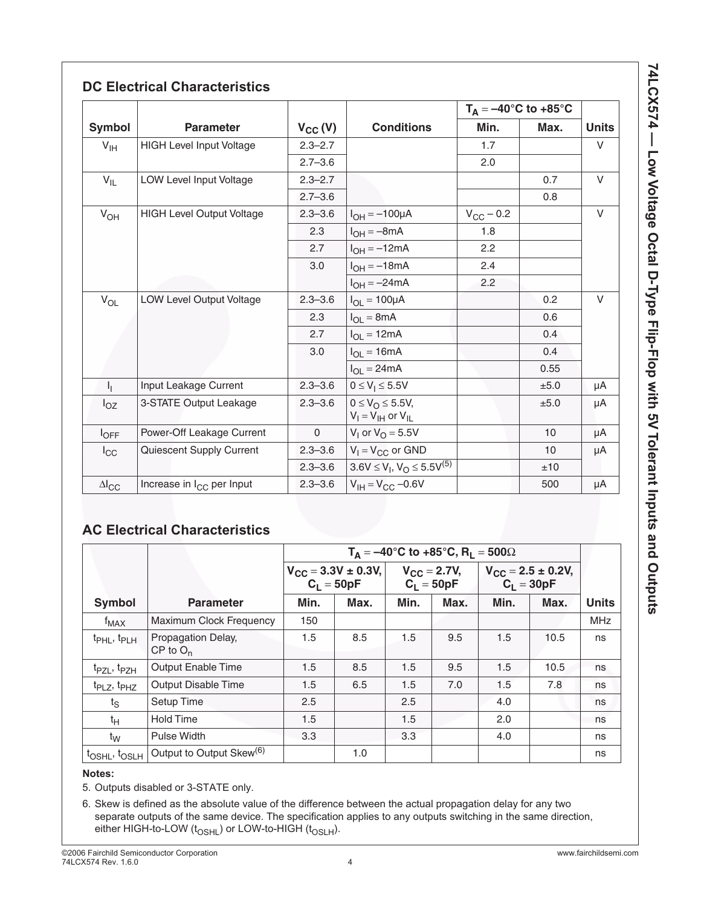## DC Electrical Characteristics

| Symbol | Parameter | $V_{CC}$ (V) | Conditions | $T_A = -40°C$ to $+85°C$ Min. | Max. | Units |
|---|---|---|---|---|---|---|
| $V_{IH}$ | HIGH Level Input Voltage | 2.3–2.7 | | 1.7 | | V |
| | | 2.7–3.6 | | 2.0 | | |
| $V_{IL}$ | LOW Level Input Voltage | 2.3–2.7 | | | 0.7 | V |
| | | 2.7–3.6 | | | 0.8 | |
| $V_{OH}$ | HIGH Level Output Voltage | 2.3–3.6 | $I_{OH} = -100\mu A$ | $V_{CC} - 0.2$ | | V |
| | | 2.3 | $I_{OH} = -8mA$ | 1.8 | | |
| | | 2.7 | $I_{OH} = -12mA$ | 2.2 | | |
| | | 3.0 | $I_{OH} = -18mA$ | 2.4 | | |
| | | | $I_{OH} = -24mA$ | 2.2 | | |
| $V_{OL}$ | LOW Level Output Voltage | 2.3–3.6 | $I_{OL} = 100\mu A$ | | 0.2 | V |
| | | 2.3 | $I_{OL} = 8mA$ | | 0.6 | |
| | | 2.7 | $I_{OL} = 12mA$ | | 0.4 | |
| | | 3.0 | $I_{OL} = 16mA$ | | 0.4 | |
| | | | $I_{OL} = 24mA$ | | 0.55 | |
| $I_I$ | Input Leakage Current | 2.3–3.6 | $0 \le V_I \le 5.5V$ | | ±5.0 | µA |
| $I_{OZ}$ | 3-STATE Output Leakage | 2.3–3.6 | $0 \le V_O \le 5.5V$, $V_I = V_{IH}$ or $V_{IL}$ | | ±5.0 | µA |
| $I_{OFF}$ | Power-Off Leakage Current | 0 | $V_I$ or $V_O = 5.5V$ | | 10 | µA |
| $I_{CC}$ | Quiescent Supply Current | 2.3–3.6 | $V_I = V_{CC}$ or GND | | 10 | µA |
| | | 2.3–3.6 | $3.6V \le V_I, V_O \le 5.5V$[5] | | ±10 | |
| $\Delta I_{CC}$ | Increase in $I_{CC}$ per Input | 2.3–3.6 | $V_{IH} = V_{CC} - 0.6V$ | | 500 | µA |

## AC Electrical Characteristics

| | | $T_A = -40°C$ to $+85°C$, $R_L = 500\Omega$ | | | | | | |
|---|---|---|---|---|---|---|---|---|
| | | $V_{CC} = 3.3V \pm 0.3V$, $C_L = 50pF$ | | $V_{CC} = 2.7V$, $C_L = 50pF$ | | $V_{CC} = 2.5 \pm 0.2V$, $C_L = 30pF$ | | |
| **Symbol** | **Parameter** | **Min.** | **Max.** | **Min.** | **Max.** | **Min.** | **Max.** | **Units** |
| $f_{MAX}$ | Maximum Clock Frequency | 150 | | | | | | MHz |
| $t_{PHL}$, $t_{PLH}$ | Propagation Delay, CP to $O_n$ | 1.5 | 8.5 | 1.5 | 9.5 | 1.5 | 10.5 | ns |
| $t_{PZL}$, $t_{PZH}$ | Output Enable Time | 1.5 | 8.5 | 1.5 | 9.5 | 1.5 | 10.5 | ns |
| $t_{PLZ}$, $t_{PHZ}$ | Output Disable Time | 1.5 | 6.5 | 1.5 | 7.0 | 1.5 | 7.8 | ns |
| $t_S$ | Setup Time | 2.5 | | 2.5 | | 4.0 | | ns |
| $t_H$ | Hold Time | 1.5 | | 1.5 | | 2.0 | | ns |
| $t_W$ | Pulse Width | 3.3 | | 3.3 | | 4.0 | | ns |
| $t_{OSHL}$, $t_{OSLH}$ | Output to Output Skew[6] | | 1.0 | | | | | ns |

**Notes:**

5. Outputs disabled or 3-STATE only.

6. Skew is defined as the absolute value of the difference between the actual propagation delay for any two separate outputs of the same device. The specification applies to any outputs switching in the same direction, either HIGH-to-LOW ($t_{OSHL}$) or LOW-to-HIGH ($t_{OSLH}$).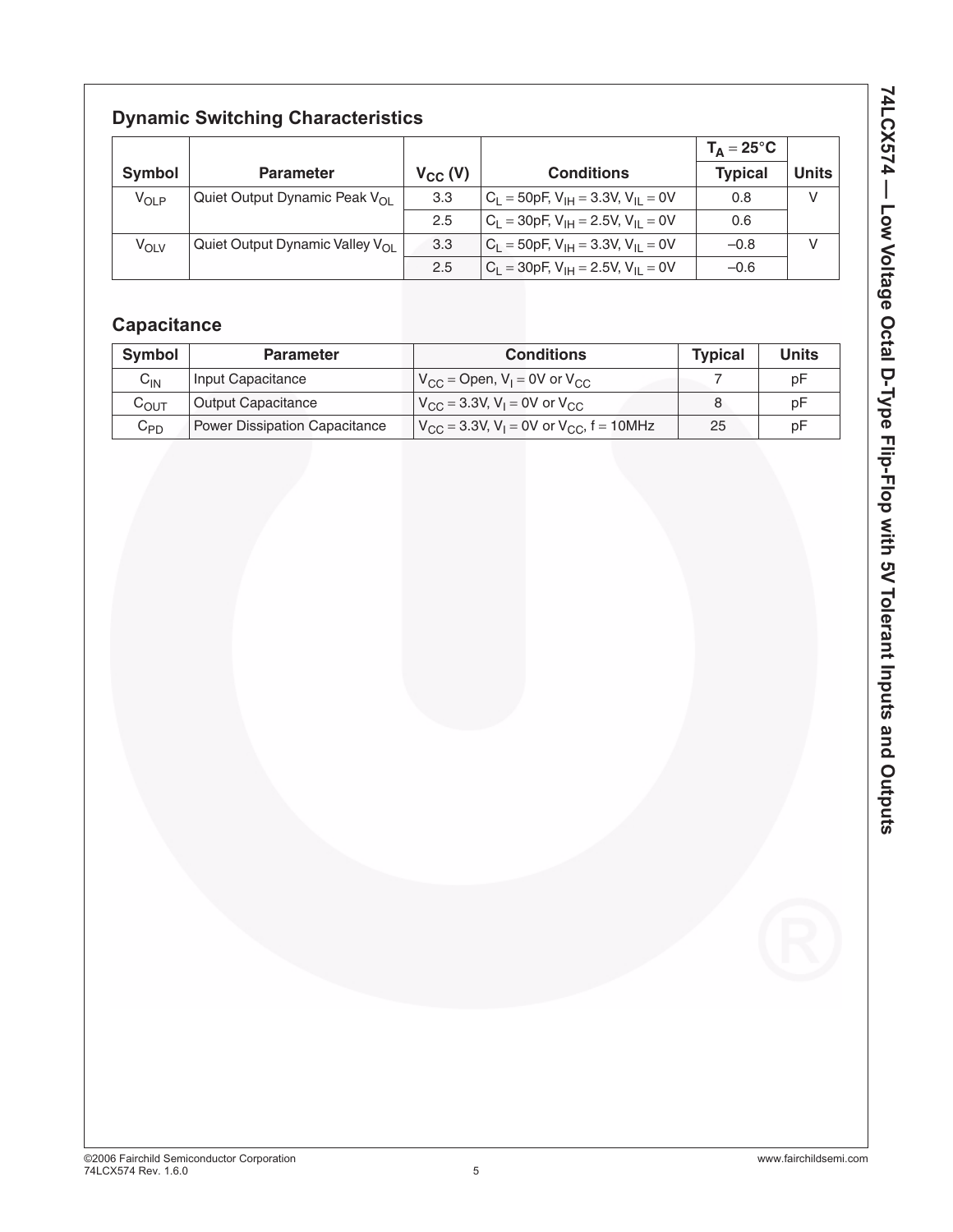## Dynamic Switching Characteristics

| Symbol | Parameter | $V_{CC}$ (V) | Conditions | $T_A = 25°C$ Typical | Units |
|---|---|---|---|---|---|
| $V_{OLP}$ | Quiet Output Dynamic Peak $V_{OL}$ | 3.3 | $C_L = 50pF$, $V_{IH} = 3.3V$, $V_{IL} = 0V$ | 0.8 | V |
| | | 2.5 | $C_L = 30pF$, $V_{IH} = 2.5V$, $V_{IL} = 0V$ | 0.6 | |
| $V_{OLV}$ | Quiet Output Dynamic Valley $V_{OL}$ | 3.3 | $C_L = 50pF$, $V_{IH} = 3.3V$, $V_{IL} = 0V$ | –0.8 | V |
| | | 2.5 | $C_L = 30pF$, $V_{IH} = 2.5V$, $V_{IL} = 0V$ | –0.6 | |

## Capacitance

| Symbol | Parameter | Conditions | Typical | Units |
|---|---|---|---|---|
| $C_{IN}$ | Input Capacitance | $V_{CC}$ = Open, $V_I = 0V$ or $V_{CC}$ | 7 | pF |
| $C_{OUT}$ | Output Capacitance | $V_{CC} = 3.3V$, $V_I = 0V$ or $V_{CC}$ | 8 | pF |
| $C_{PD}$ | Power Dissipation Capacitance | $V_{CC} = 3.3V$, $V_I = 0V$ or $V_{CC}$, $f = 10MHz$ | 25 | pF |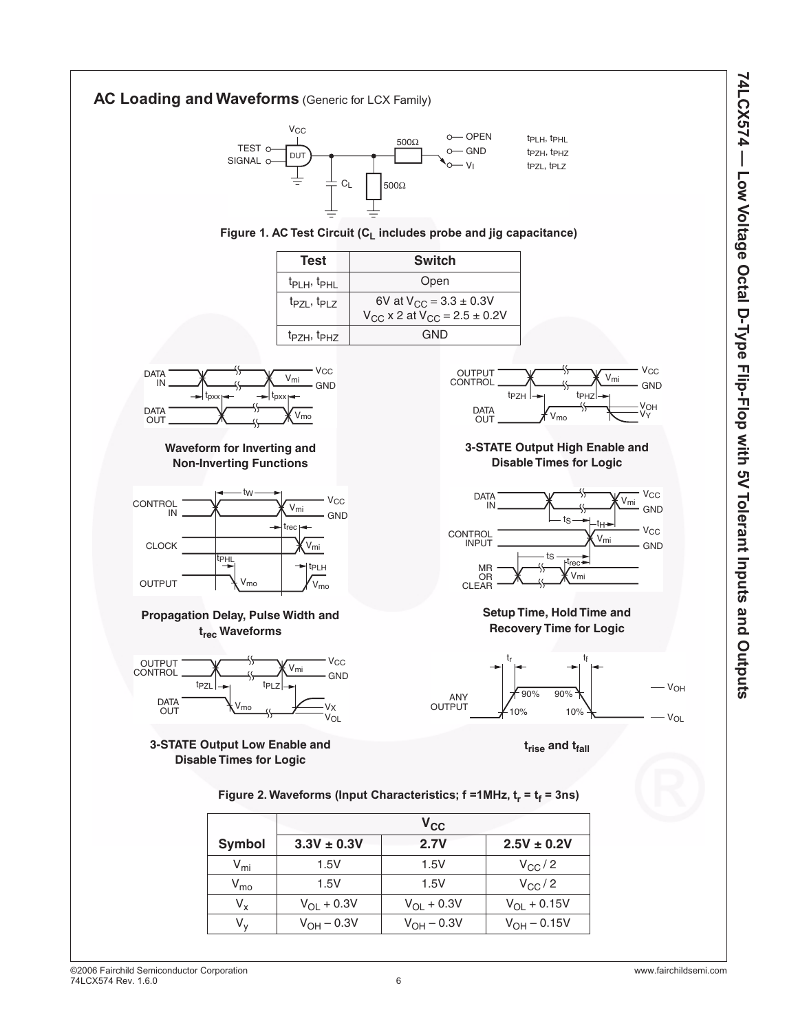## AC Loading and Waveforms (Generic for LCX Family)

Figure 1. AC Test Circuit ($C_L$ includes probe and jig capacitance)

| Test | Switch |
|---|---|
| $t_{PLH}$, $t_{PHL}$ | Open |
| $t_{PZL}$, $t_{PLZ}$ | 6V at $V_{CC}$ = 3.3 ± 0.3V<br>$V_{CC}$ x 2 at $V_{CC}$ = 2.5 ± 0.2V |
| $t_{PZH}$, $t_{PHZ}$ | GND |

Waveform for Inverting and Non-Inverting Functions

3-STATE Output High Enable and Disable Times for Logic

Propagation Delay, Pulse Width and $t_{rec}$ Waveforms

Setup Time, Hold Time and Recovery Time for Logic

3-STATE Output Low Enable and Disable Times for Logic

$t_{rise}$ and $t_{fall}$

Figure 2. Waveforms (Input Characteristics; f =1MHz, $t_r$ = $t_f$ = 3ns)

| Symbol | $V_{CC}$ | | |
|---|---|---|---|
| | 3.3V ± 0.3V | 2.7V | 2.5V ± 0.2V |
| $V_{mi}$ | 1.5V | 1.5V | $V_{CC}$ / 2 |
| $V_{mo}$ | 1.5V | 1.5V | $V_{CC}$ / 2 |
| $V_x$ | $V_{OL}$ + 0.3V | $V_{OL}$ + 0.3V | $V_{OL}$ + 0.15V |
| $V_y$ | $V_{OH}$ – 0.3V | $V_{OH}$ – 0.3V | $V_{OH}$ – 0.15V |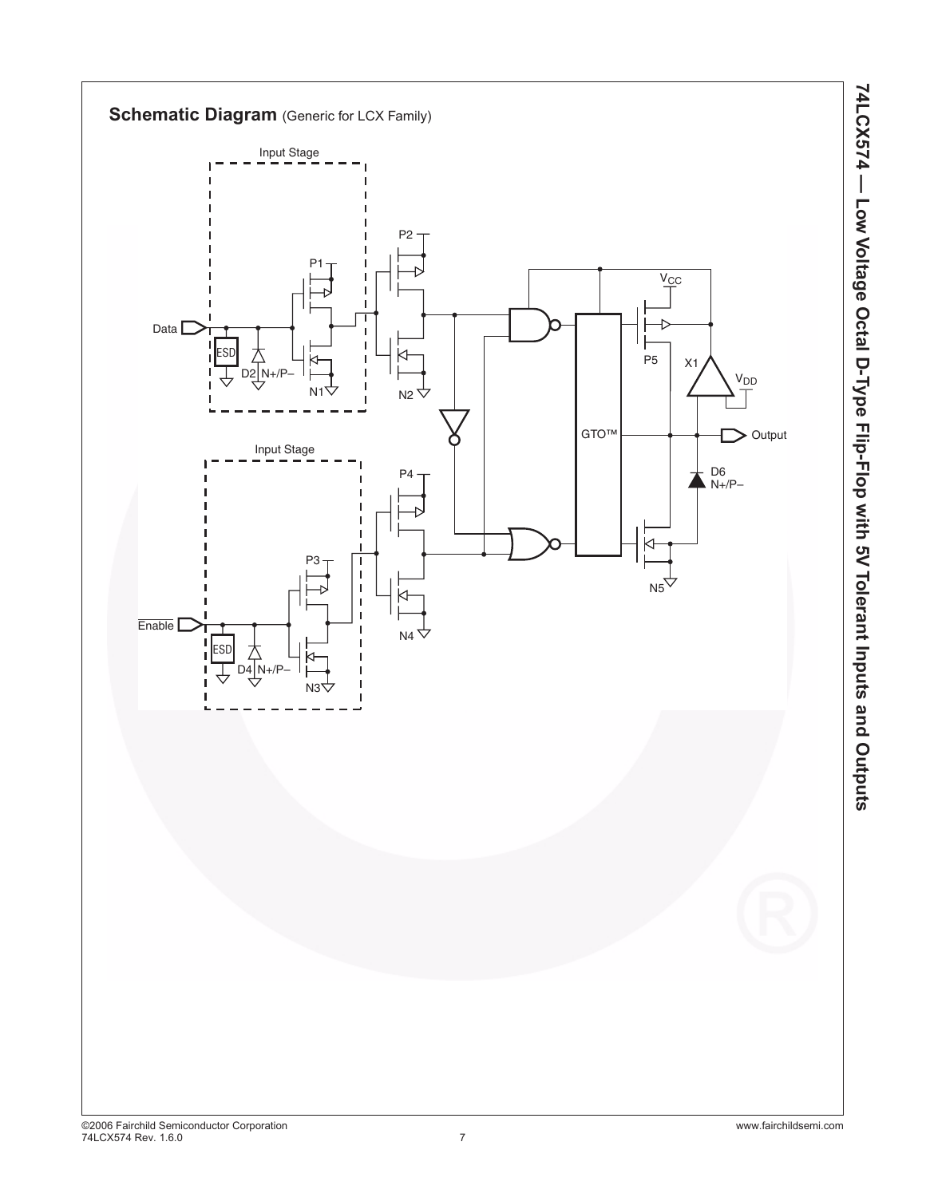## Schematic Diagram (Generic for LCX Family)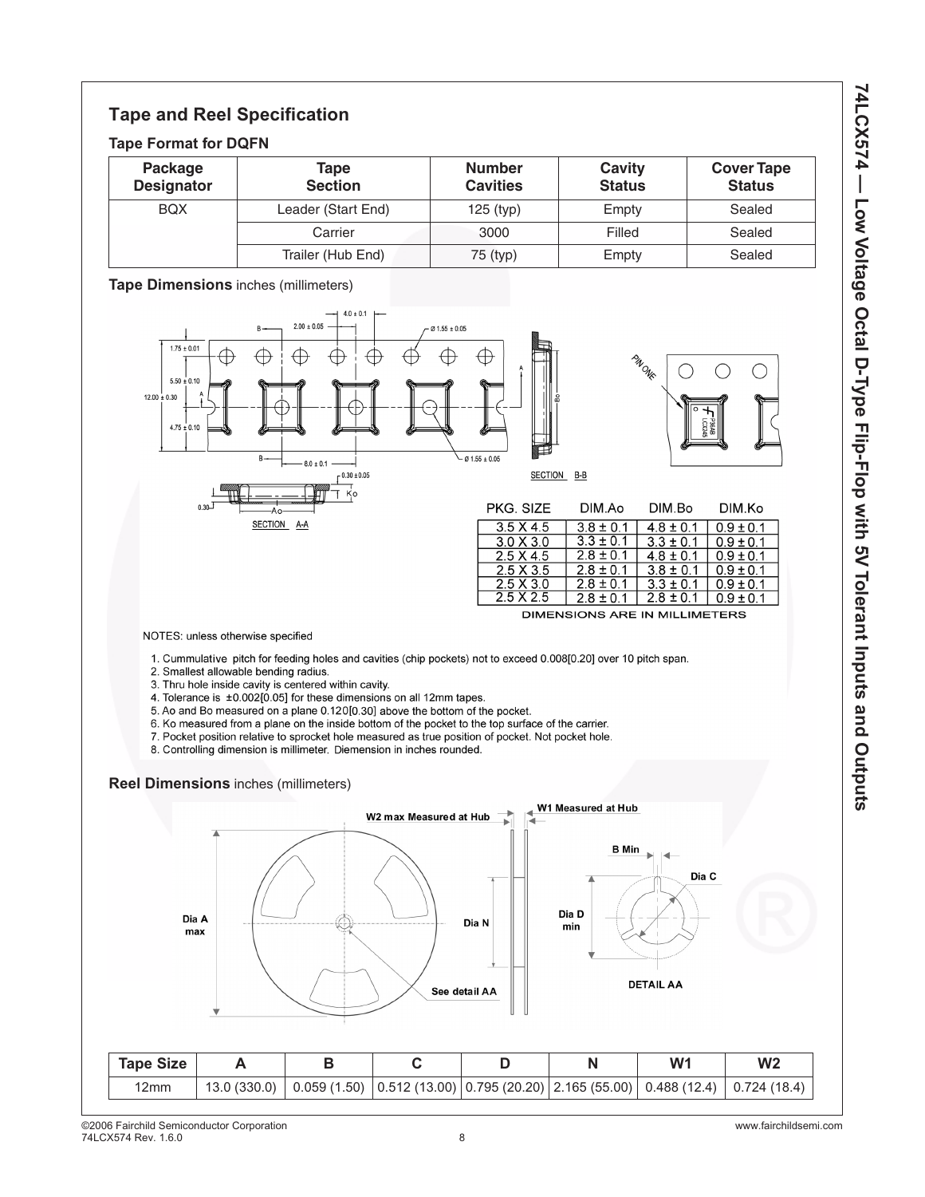## Tape and Reel Specification

### Tape Format for DQFN

| Package Designator | Tape Section | Number Cavities | Cavity Status | Cover Tape Status |
|---|---|---|---|---|
| BQX | Leader (Start End) | 125 (typ) | Empty | Sealed |
| | Carrier | 3000 | Filled | Sealed |
| | Trailer (Hub End) | 75 (typ) | Empty | Sealed |

**Tape Dimensions** inches (millimeters)

| PKG. SIZE | DIM.Ao | DIM.Bo | DIM.Ko |
|---|---|---|---|
| 3.5 X 4.5 | 3.8 ± 0.1 | 4.8 ± 0.1 | 0.9 ± 0.1 |
| 3.0 X 3.0 | 3.3 ± 0.1 | 3.3 ± 0.1 | 0.9 ± 0.1 |
| 2.5 X 4.5 | 2.8 ± 0.1 | 4.8 ± 0.1 | 0.9 ± 0.1 |
| 2.5 X 3.5 | 2.8 ± 0.1 | 3.8 ± 0.1 | 0.9 ± 0.1 |
| 2.5 X 3.0 | 2.8 ± 0.1 | 3.3 ± 0.1 | 0.9 ± 0.1 |
| 2.5 X 2.5 | 2.8 ± 0.1 | 2.8 ± 0.1 | 0.9 ± 0.1 |

DIMENSIONS ARE IN MILLIMETERS

NOTES: unless otherwise specified

1. Cummulative pitch for feeding holes and cavities (chip pockets) not to exceed 0.008[0.20] over 10 pitch span.
2. Smallest allowable bending radius.
3. Thru hole inside cavity is centered within cavity.
4. Tolerance is ±0.002[0.05] for these dimensions on all 12mm tapes.
5. Ao and Bo measured on a plane 0.120[0.30] above the bottom of the pocket.
6. Ko measured from a plane on the inside bottom of the pocket to the top surface of the carrier.
7. Pocket position relative to sprocket hole measured as true position of pocket. Not pocket hole.
8. Controlling dimension is millimeter. Diemension in inches rounded.

**Reel Dimensions** inches (millimeters)

| Tape Size | A | B | C | D | N | W1 | W2 |
|---|---|---|---|---|---|---|---|
| 12mm | 13.0 (330.0) | 0.059 (1.50) | 0.512 (13.00) | 0.795 (20.20) | 2.165 (55.00) | 0.488 (12.4) | 0.724 (18.4) |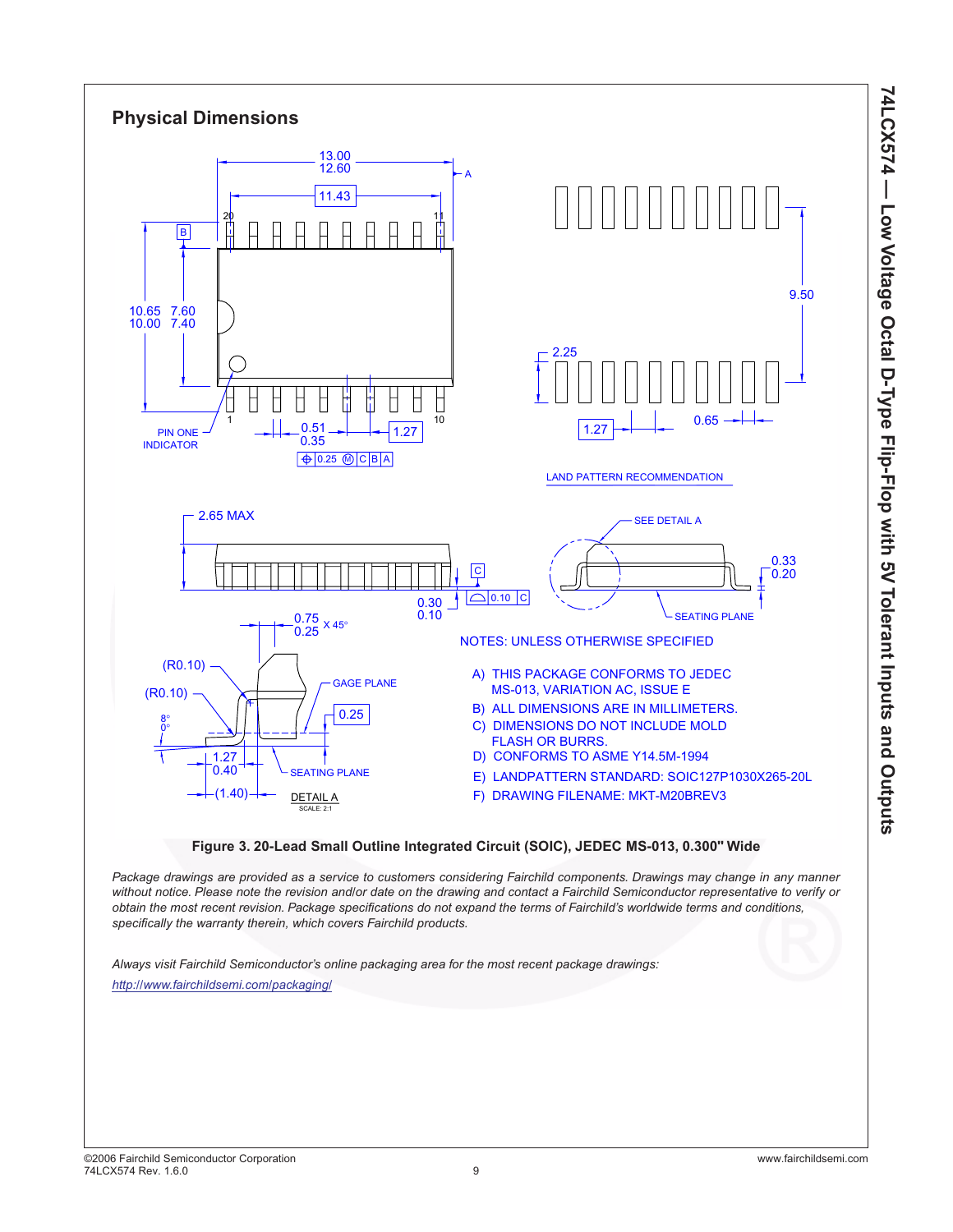## Physical Dimensions

NOTES: UNLESS OTHERWISE SPECIFIED

A) THIS PACKAGE CONFORMS TO JEDEC MS-013, VARIATION AC, ISSUE E

B) ALL DIMENSIONS ARE IN MILLIMETERS.

C) DIMENSIONS DO NOT INCLUDE MOLD FLASH OR BURRS.

D) CONFORMS TO ASME Y14.5M-1994

E) LANDPATTERN STANDARD: SOIC127P1030X265-20L

F) DRAWING FILENAME: MKT-M20BREV3

**Figure 3. 20-Lead Small Outline Integrated Circuit (SOIC), JEDEC MS-013, 0.300" Wide**

*Package drawings are provided as a service to customers considering Fairchild components. Drawings may change in any manner without notice. Please note the revision and/or date on the drawing and contact a Fairchild Semiconductor representative to verify or obtain the most recent revision. Package specifications do not expand the terms of Fairchild's worldwide terms and conditions, specifically the warranty therein, which covers Fairchild products.*

*Always visit Fairchild Semiconductor's online packaging area for the most recent package drawings:*

*http://www.fairchildsemi.com/packaging/*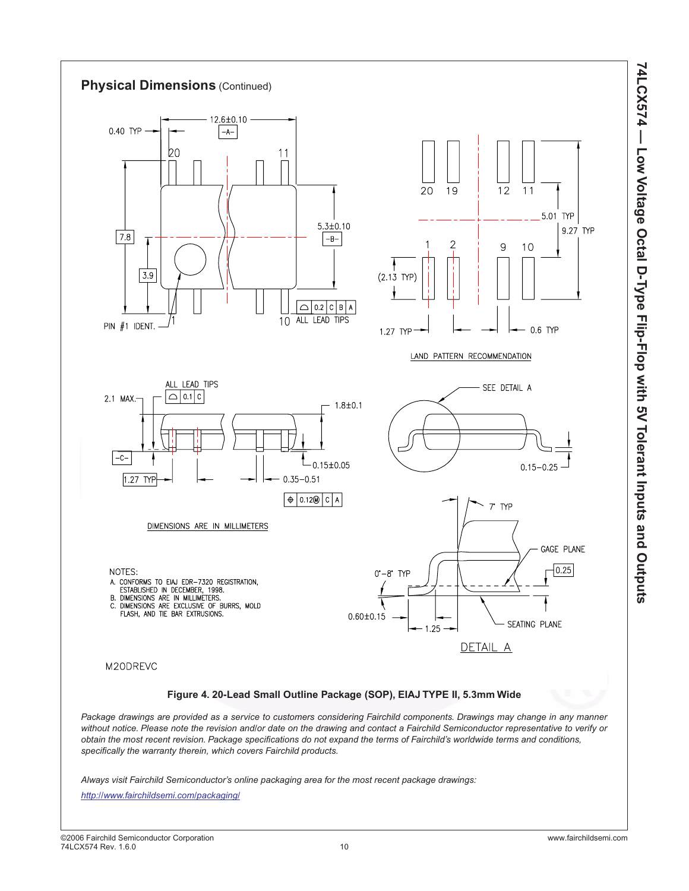## Physical Dimensions (Continued)

12.6±0.10

0.40 TYP

-A-

20 11

7.8

3.9

5.3±0.10

-B-

PIN #1 IDENT. 1 10

0.2 C B A ALL LEAD TIPS

20 19 12 11

5.01 TYP

9.27 TYP

1 2 9 10

(2.13 TYP)

1.27 TYP 0.6 TYP

LAND PATTERN RECOMMENDATION

ALL LEAD TIPS

2.1 MAX.

0.1 C

1.8±0.1

-C-

0.15±0.05

1.27 TYP

0.35–0.51

0.12Ⓜ C A

SEE DETAIL A

0.15–0.25

DIMENSIONS ARE IN MILLIMETERS

7° TYP

GAGE PLANE

0°–8° TYP

0.25

0.60±0.15

1.25

SEATING PLANE

DETAIL A

NOTES:
A. CONFORMS TO EIAJ EDR–7320 REGISTRATION, ESTABLISHED IN DECEMBER, 1998.
B. DIMENSIONS ARE IN MILLIMETERS.
C. DIMENSIONS ARE EXCLUSIVE OF BURRS, MOLD FLASH, AND TIE BAR EXTRUSIONS.

M20DREVC

**Figure 4. 20-Lead Small Outline Package (SOP), EIAJ TYPE II, 5.3mm Wide**

*Package drawings are provided as a service to customers considering Fairchild components. Drawings may change in any manner without notice. Please note the revision and/or date on the drawing and contact a Fairchild Semiconductor representative to verify or obtain the most recent revision. Package specifications do not expand the terms of Fairchild's worldwide terms and conditions, specifically the warranty therein, which covers Fairchild products.*

*Always visit Fairchild Semiconductor's online packaging area for the most recent package drawings:*

*http://www.fairchildsemi.com/packaging/*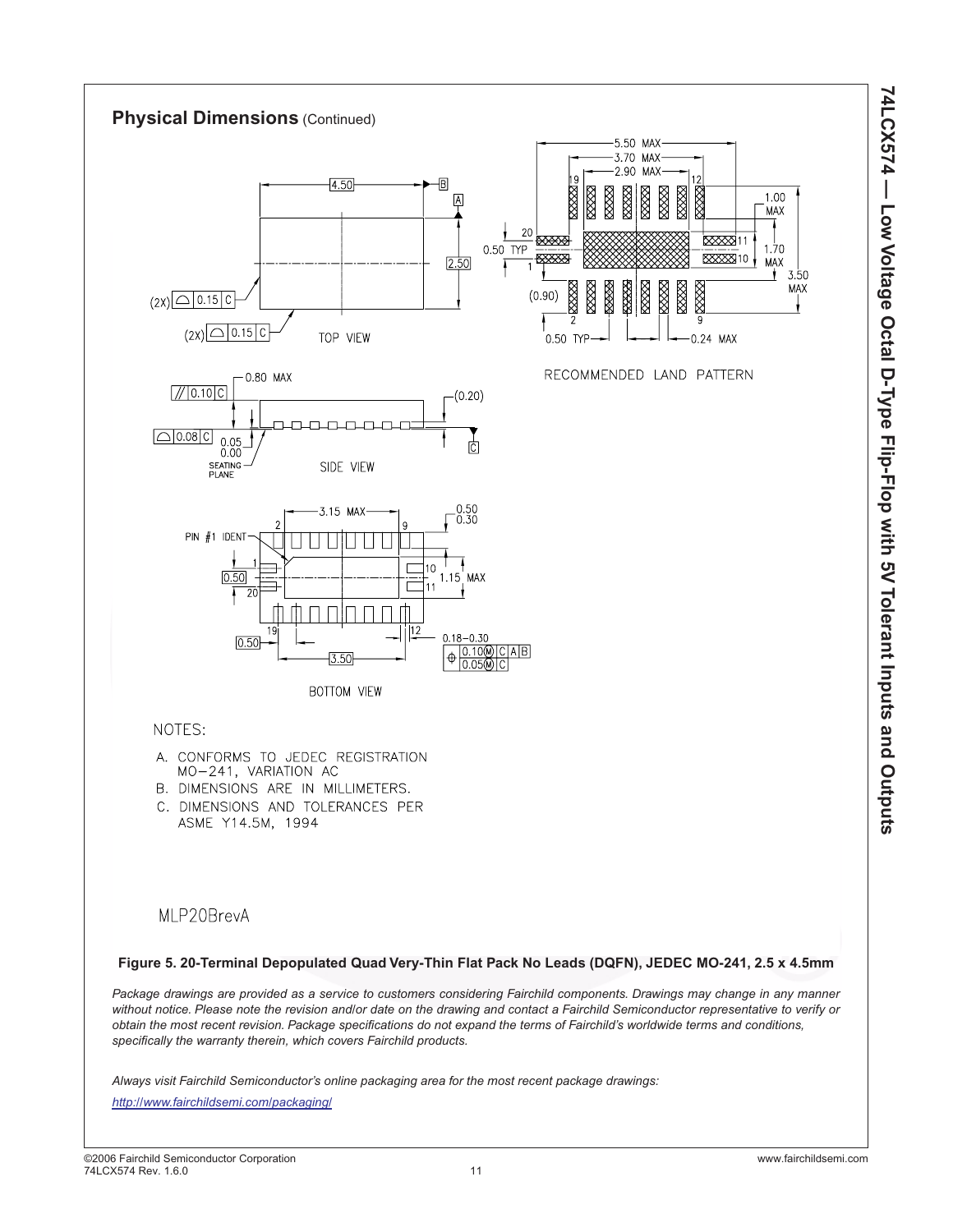## Physical Dimensions (Continued)

TOP VIEW

SIDE VIEW

BOTTOM VIEW

RECOMMENDED LAND PATTERN

NOTES:

A. CONFORMS TO JEDEC REGISTRATION MO–241, VARIATION AC

B. DIMENSIONS ARE IN MILLIMETERS.

C. DIMENSIONS AND TOLERANCES PER ASME Y14.5M, 1994

MLP20BrevA

**Figure 5. 20-Terminal Depopulated Quad Very-Thin Flat Pack No Leads (DQFN), JEDEC MO-241, 2.5 x 4.5mm**

*Package drawings are provided as a service to customers considering Fairchild components. Drawings may change in any manner without notice. Please note the revision and/or date on the drawing and contact a Fairchild Semiconductor representative to verify or obtain the most recent revision. Package specifications do not expand the terms of Fairchild's worldwide terms and conditions, specifically the warranty therein, which covers Fairchild products.*

*Always visit Fairchild Semiconductor's online packaging area for the most recent package drawings:*

*http://www.fairchildsemi.com/packaging/*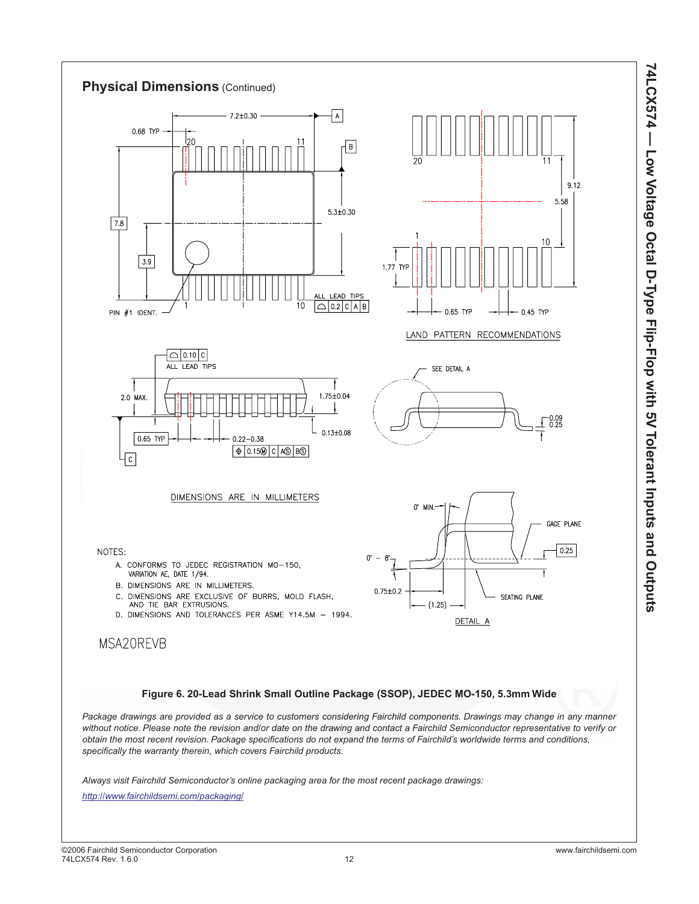## Physical Dimensions (Continued)

LAND PATTERN RECOMMENDATIONS

DIMENSIONS ARE IN MILLIMETERS

NOTES:

A. CONFORMS TO JEDEC REGISTRATION MO-150, VARIATION AE, DATE 1/94.

B. DIMENSIONS ARE IN MILLIMETERS.

C. DIMENSIONS ARE EXCLUSIVE OF BURRS, MOLD FLASH, AND TIE BAR EXTRUSIONS.

D. DIMENSIONS AND TOLERANCES PER ASME Y14.5M – 1994.

MSA20REVB

**Figure 6. 20-Lead Shrink Small Outline Package (SSOP), JEDEC MO-150, 5.3mm Wide**

*Package drawings are provided as a service to customers considering Fairchild components. Drawings may change in any manner without notice. Please note the revision and/or date on the drawing and contact a Fairchild Semiconductor representative to verify or obtain the most recent revision. Package specifications do not expand the terms of Fairchild's worldwide terms and conditions, specifically the warranty therein, which covers Fairchild products.*

*Always visit Fairchild Semiconductor's online packaging area for the most recent package drawings:*

*http://www.fairchildsemi.com/packaging/*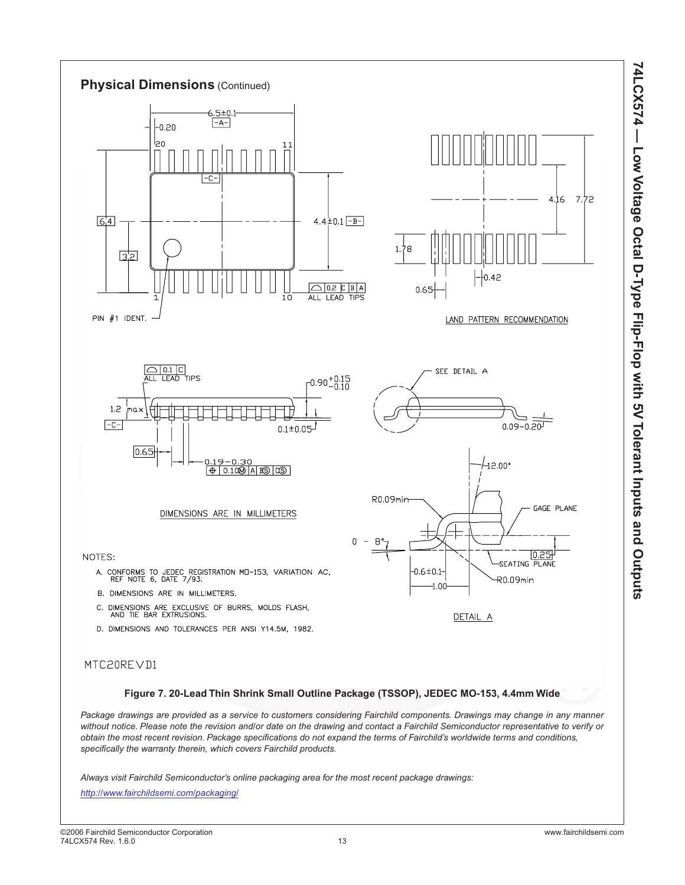## Physical Dimensions (Continued)

NOTES:

A. CONFORMS TO JEDEC REGISTRATION MO-153, VARIATION AC, REF NOTE 6, DATE 7/93.

B. DIMENSIONS ARE IN MILLIMETERS.

C. DIMENSIONS ARE EXCLUSIVE OF BURRS, MOLDS FLASH, AND TIE BAR EXTRUSIONS.

D. DIMENSIONS AND TOLERANCES PER ANSI Y14.5M, 1982.

MTC20REVD1

**Figure 7. 20-Lead Thin Shrink Small Outline Package (TSSOP), JEDEC MO-153, 4.4mm Wide**

*Package drawings are provided as a service to customers considering Fairchild components. Drawings may change in any manner without notice. Please note the revision and/or date on the drawing and contact a Fairchild Semiconductor representative to verify or obtain the most recent revision. Package specifications do not expand the terms of Fairchild's worldwide terms and conditions, specifically the warranty therein, which covers Fairchild products.*

*Always visit Fairchild Semiconductor's online packaging area for the most recent package drawings:*

*http://www.fairchildsemi.com/packaging/*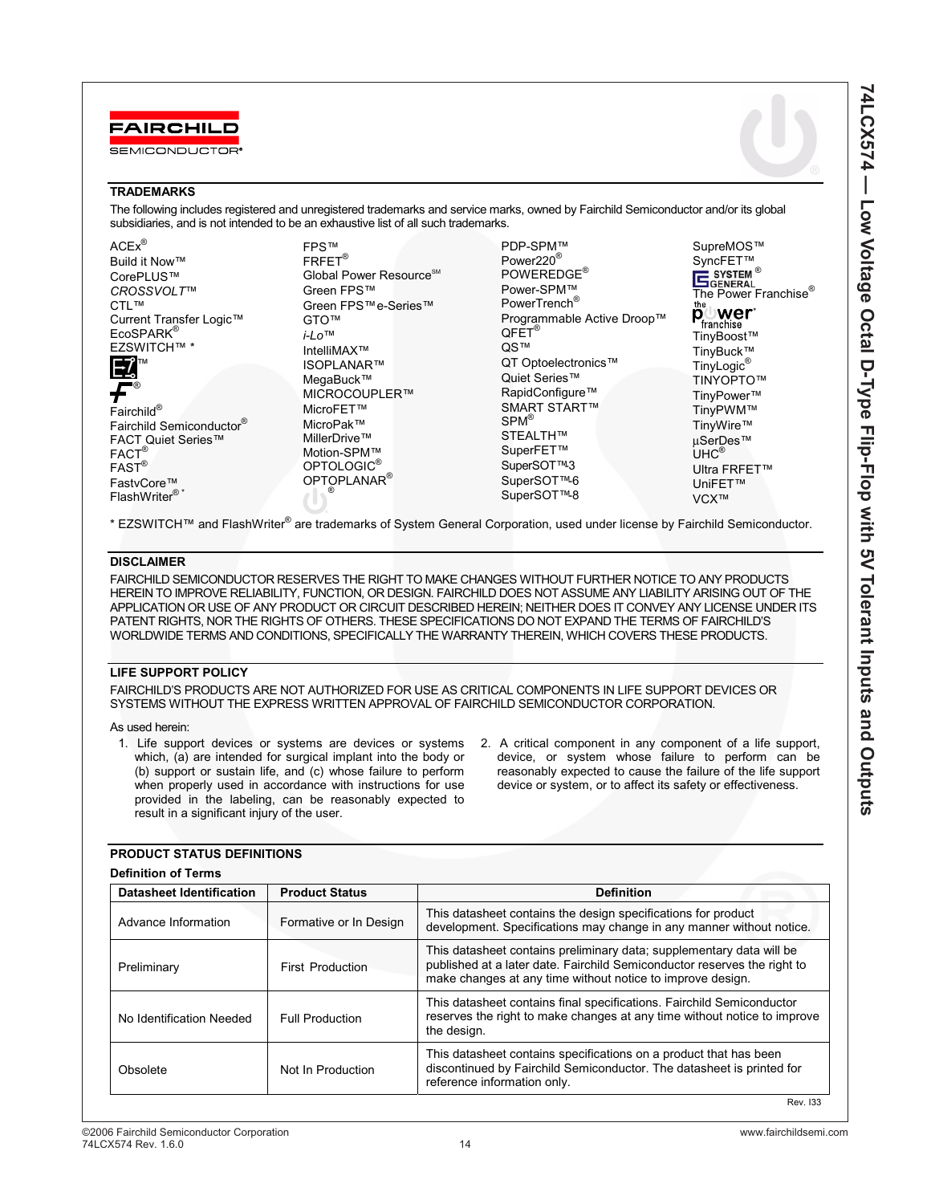## TRADEMARKS

The following includes registered and unregistered trademarks and service marks, owned by Fairchild Semiconductor and/or its global subsidiaries, and is not intended to be an exhaustive list of all such trademarks.

ACEx®
Build it Now™
CorePLUS™
*CROSSVOLT™*
CTL™
Current Transfer Logic™
EcoSPARK®
EZSWITCH™ *
™
®
Fairchild®
Fairchild Semiconductor®
FACT Quiet Series™
FACT®
FAST®
FastvCore™
FlashWriter® *
FPS™
FRFET®
Global Power Resource℠
Green FPS™
Green FPS™ e-Series™
GTO™
*i-Lo™*
IntelliMAX™
ISOPLANAR™
MegaBuck™
MICROCOUPLER™
MicroFET™
MicroPak™
MillerDrive™
Motion-SPM™
OPTOLOGIC®
OPTOPLANAR®
®
PDP-SPM™
Power220®
POWEREDGE®
Power-SPM™
PowerTrench®
Programmable Active Droop™
QFET®
QS™
QT Optoelectronics™
Quiet Series™
RapidConfigure™
SMART START™
SPM®
STEALTH™
SuperFET™
SuperSOT™-3
SuperSOT™-6
SuperSOT™-8
SupreMOS™
SyncFET™
SYSTEM GENERAL®
The Power Franchise®
the power franchise
TinyBoost™
TinyBuck™
TinyLogic®
TINYOPTO™
TinyPower™
TinyPWM™
TinyWire™
µSerDes™
UHC®
Ultra FRFET™
UniFET™
VCX™

* EZSWITCH™ and FlashWriter® are trademarks of System General Corporation, used under license by Fairchild Semiconductor.

## DISCLAIMER

FAIRCHILD SEMICONDUCTOR RESERVES THE RIGHT TO MAKE CHANGES WITHOUT FURTHER NOTICE TO ANY PRODUCTS HEREIN TO IMPROVE RELIABILITY, FUNCTION, OR DESIGN. FAIRCHILD DOES NOT ASSUME ANY LIABILITY ARISING OUT OF THE APPLICATION OR USE OF ANY PRODUCT OR CIRCUIT DESCRIBED HEREIN; NEITHER DOES IT CONVEY ANY LICENSE UNDER ITS PATENT RIGHTS, NOR THE RIGHTS OF OTHERS. THESE SPECIFICATIONS DO NOT EXPAND THE TERMS OF FAIRCHILD'S WORLDWIDE TERMS AND CONDITIONS, SPECIFICALLY THE WARRANTY THEREIN, WHICH COVERS THESE PRODUCTS.

## LIFE SUPPORT POLICY

FAIRCHILD'S PRODUCTS ARE NOT AUTHORIZED FOR USE AS CRITICAL COMPONENTS IN LIFE SUPPORT DEVICES OR SYSTEMS WITHOUT THE EXPRESS WRITTEN APPROVAL OF FAIRCHILD SEMICONDUCTOR CORPORATION.

As used herein:

1. Life support devices or systems are devices or systems which, (a) are intended for surgical implant into the body or (b) support or sustain life, and (c) whose failure to perform when properly used in accordance with instructions for use provided in the labeling, can be reasonably expected to result in a significant injury of the user.
2. A critical component in any component of a life support, device, or system whose failure to perform can be reasonably expected to cause the failure of the life support device or system, or to affect its safety or effectiveness.

## PRODUCT STATUS DEFINITIONS

### Definition of Terms

| Datasheet Identification | Product Status | Definition |
|---|---|---|
| Advance Information | Formative or In Design | This datasheet contains the design specifications for product development. Specifications may change in any manner without notice. |
| Preliminary | First Production | This datasheet contains preliminary data; supplementary data will be published at a later date. Fairchild Semiconductor reserves the right to make changes at any time without notice to improve design. |
| No Identification Needed | Full Production | This datasheet contains final specifications. Fairchild Semiconductor reserves the right to make changes at any time without notice to improve the design. |
| Obsolete | Not In Production | This datasheet contains specifications on a product that has been discontinued by Fairchild Semiconductor. The datasheet is printed for reference information only. |

Rev. I33